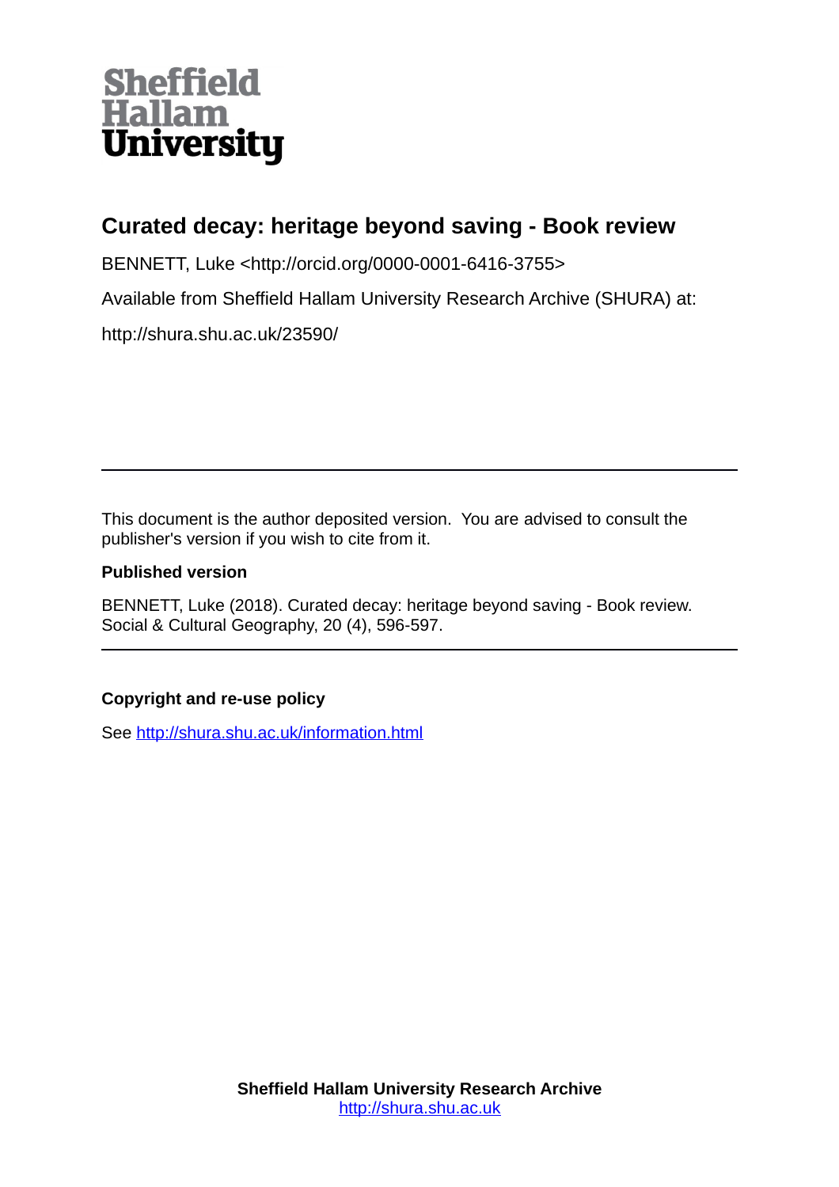Sheffield Hallam University

# Curated decay: heritage beyond saving - Book review

BENNETT, Luke <http://orcid.org/0000-0001-6416-3755>

Available from Sheffield Hallam University Research Archive (SHURA) at:

http://shura.shu.ac.uk/23590/

---

This document is the author deposited version. You are advised to consult the publisher's version if you wish to cite from it.

**Published version**

BENNETT, Luke (2018). Curated decay: heritage beyond saving - Book review. Social & Cultural Geography, 20 (4), 596-597.

---

**Copyright and re-use policy**

See http://shura.shu.ac.uk/information.html

**Sheffield Hallam University Research Archive**
http://shura.shu.ac.uk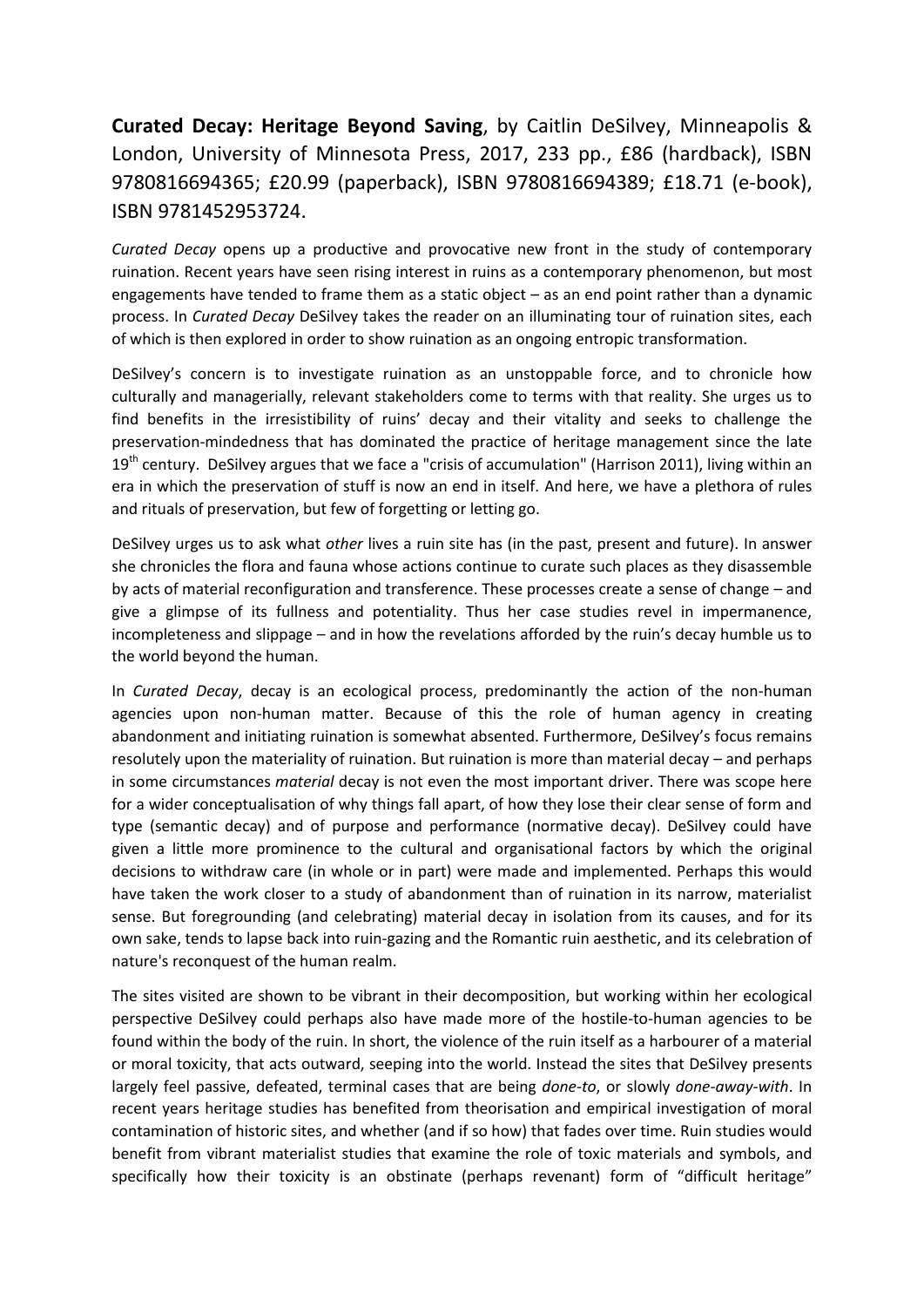**Curated Decay: Heritage Beyond Saving**, by Caitlin DeSilvey, Minneapolis & London, University of Minnesota Press, 2017, 233 pp., £86 (hardback), ISBN 9780816694365; £20.99 (paperback), ISBN 9780816694389; £18.71 (e-book), ISBN 9781452953724.

*Curated Decay* opens up a productive and provocative new front in the study of contemporary ruination. Recent years have seen rising interest in ruins as a contemporary phenomenon, but most engagements have tended to frame them as a static object – as an end point rather than a dynamic process. In *Curated Decay* DeSilvey takes the reader on an illuminating tour of ruination sites, each of which is then explored in order to show ruination as an ongoing entropic transformation.

DeSilvey's concern is to investigate ruination as an unstoppable force, and to chronicle how culturally and managerially, relevant stakeholders come to terms with that reality. She urges us to find benefits in the irresistibility of ruins' decay and their vitality and seeks to challenge the preservation-mindedness that has dominated the practice of heritage management since the late 19th century. DeSilvey argues that we face a "crisis of accumulation" (Harrison 2011), living within an era in which the preservation of stuff is now an end in itself. And here, we have a plethora of rules and rituals of preservation, but few of forgetting or letting go.

DeSilvey urges us to ask what *other* lives a ruin site has (in the past, present and future). In answer she chronicles the flora and fauna whose actions continue to curate such places as they disassemble by acts of material reconfiguration and transference. These processes create a sense of change – and give a glimpse of its fullness and potentiality. Thus her case studies revel in impermanence, incompleteness and slippage – and in how the revelations afforded by the ruin's decay humble us to the world beyond the human.

In *Curated Decay*, decay is an ecological process, predominantly the action of the non-human agencies upon non-human matter. Because of this the role of human agency in creating abandonment and initiating ruination is somewhat absented. Furthermore, DeSilvey's focus remains resolutely upon the materiality of ruination. But ruination is more than material decay – and perhaps in some circumstances *material* decay is not even the most important driver. There was scope here for a wider conceptualisation of why things fall apart, of how they lose their clear sense of form and type (semantic decay) and of purpose and performance (normative decay). DeSilvey could have given a little more prominence to the cultural and organisational factors by which the original decisions to withdraw care (in whole or in part) were made and implemented. Perhaps this would have taken the work closer to a study of abandonment than of ruination in its narrow, materialist sense. But foregrounding (and celebrating) material decay in isolation from its causes, and for its own sake, tends to lapse back into ruin-gazing and the Romantic ruin aesthetic, and its celebration of nature's reconquest of the human realm.

The sites visited are shown to be vibrant in their decomposition, but working within her ecological perspective DeSilvey could perhaps also have made more of the hostile-to-human agencies to be found within the body of the ruin. In short, the violence of the ruin itself as a harbourer of a material or moral toxicity, that acts outward, seeping into the world. Instead the sites that DeSilvey presents largely feel passive, defeated, terminal cases that are being *done-to*, or slowly *done-away-with*. In recent years heritage studies has benefited from theorisation and empirical investigation of moral contamination of historic sites, and whether (and if so how) that fades over time. Ruin studies would benefit from vibrant materialist studies that examine the role of toxic materials and symbols, and specifically how their toxicity is an obstinate (perhaps revenant) form of "difficult heritage"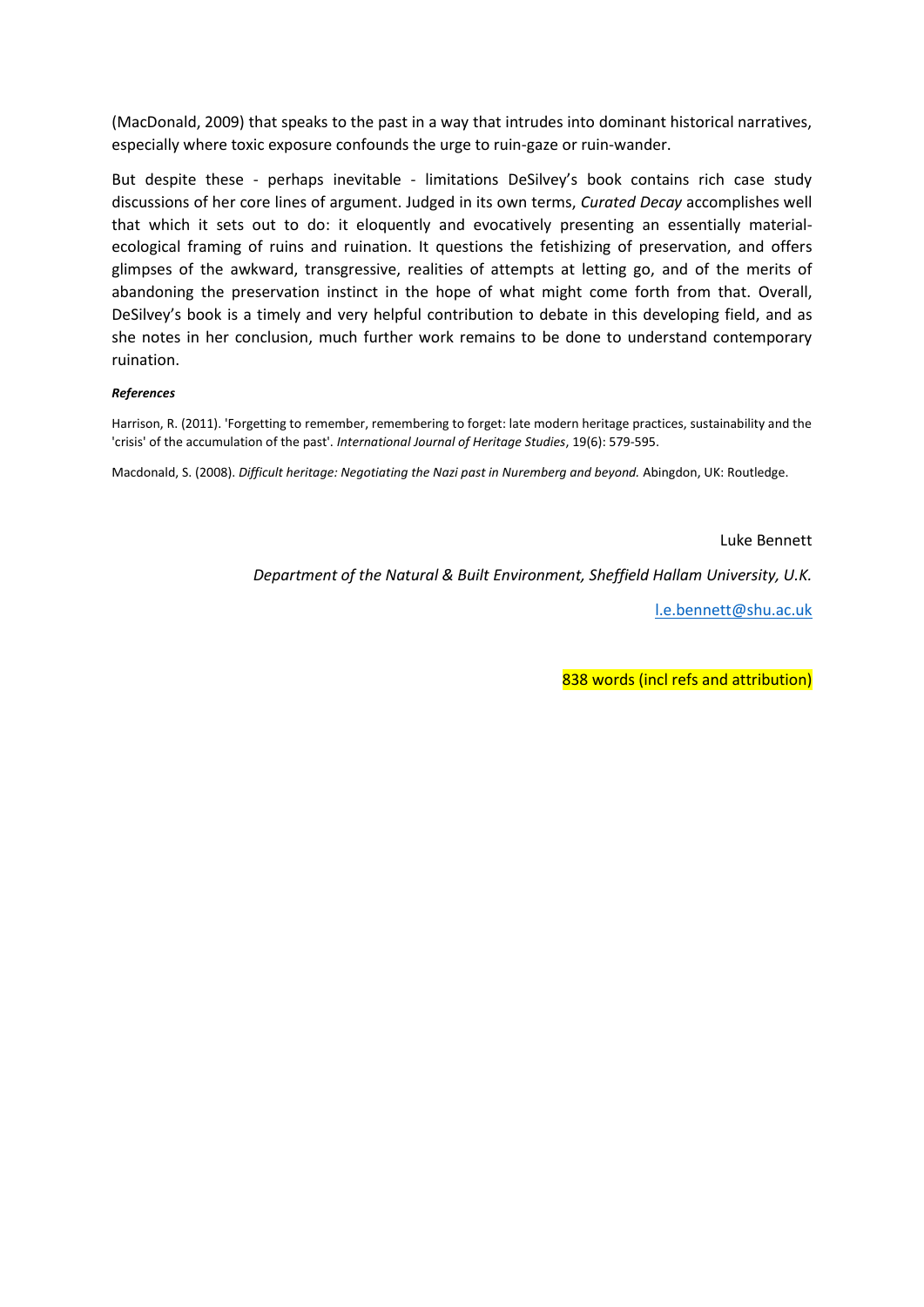(MacDonald, 2009) that speaks to the past in a way that intrudes into dominant historical narratives, especially where toxic exposure confounds the urge to ruin-gaze or ruin-wander.

But despite these - perhaps inevitable - limitations DeSilvey's book contains rich case study discussions of her core lines of argument. Judged in its own terms, *Curated Decay* accomplishes well that which it sets out to do: it eloquently and evocatively presenting an essentially material-ecological framing of ruins and ruination. It questions the fetishizing of preservation, and offers glimpses of the awkward, transgressive, realities of attempts at letting go, and of the merits of abandoning the preservation instinct in the hope of what might come forth from that. Overall, DeSilvey's book is a timely and very helpful contribution to debate in this developing field, and as she notes in her conclusion, much further work remains to be done to understand contemporary ruination.

***References***

Harrison, R. (2011). 'Forgetting to remember, remembering to forget: late modern heritage practices, sustainability and the 'crisis' of the accumulation of the past'. *International Journal of Heritage Studies*, 19(6): 579-595.

Macdonald, S. (2008). *Difficult heritage: Negotiating the Nazi past in Nuremberg and beyond.* Abingdon, UK: Routledge.

Luke Bennett

*Department of the Natural & Built Environment, Sheffield Hallam University, U.K.*

l.e.bennett@shu.ac.uk

838 words (incl refs and attribution)